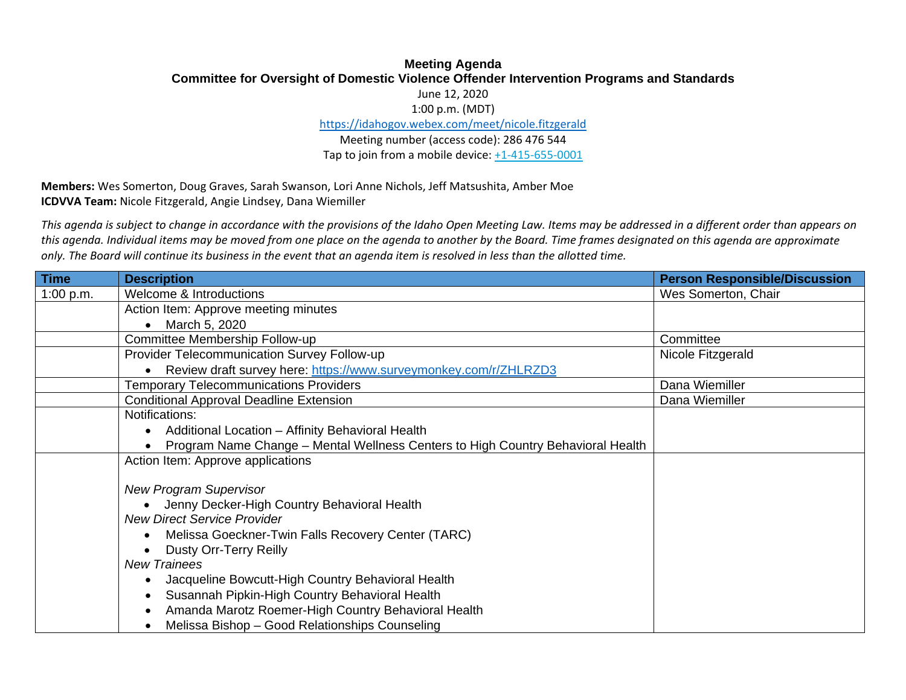# Meeting Agenda

## Committee for Oversight of Domestic Violence Offender Intervention Programs and Standards

June 12, 2020

1:00 p.m. (MDT)

https://idahogov.webex.com/meet/nicole.fitzgerald

Meeting number (access code): 286 476 544

Tap to join from a mobile device: +1-415-655-0001

**Members:** Wes Somerton, Doug Graves, Sarah Swanson, Lori Anne Nichols, Jeff Matsushita, Amber Moe

**ICDVVA Team:** Nicole Fitzgerald, Angie Lindsey, Dana Wiemiller

*This agenda is subject to change in accordance with the provisions of the Idaho Open Meeting Law. Items may be addressed in a different order than appears on this agenda. Individual items may be moved from one place on the agenda to another by the Board. Time frames designated on this agenda are approximate only. The Board will continue its business in the event that an agenda item is resolved in less than the allotted time.*

| Time | Description | Person Responsible/Discussion |
|---|---|---|
| 1:00 p.m. | Welcome & Introductions | Wes Somerton, Chair |
| | Action Item: Approve meeting minutes<br>• March 5, 2020 | |
| | Committee Membership Follow-up | Committee |
| | Provider Telecommunication Survey Follow-up<br>• Review draft survey here: https://www.surveymonkey.com/r/ZHLRZD3 | Nicole Fitzgerald |
| | Temporary Telecommunications Providers | Dana Wiemiller |
| | Conditional Approval Deadline Extension | Dana Wiemiller |
| | Notifications:<br>• Additional Location – Affinity Behavioral Health<br>• Program Name Change – Mental Wellness Centers to High Country Behavioral Health | |
| | Action Item: Approve applications<br><br>*New Program Supervisor*<br>• Jenny Decker-High Country Behavioral Health<br>*New Direct Service Provider*<br>• Melissa Goeckner-Twin Falls Recovery Center (TARC)<br>• Dusty Orr-Terry Reilly<br>*New Trainees*<br>• Jacqueline Bowcutt-High Country Behavioral Health<br>• Susannah Pipkin-High Country Behavioral Health<br>• Amanda Marotz Roemer-High Country Behavioral Health<br>• Melissa Bishop – Good Relationships Counseling | |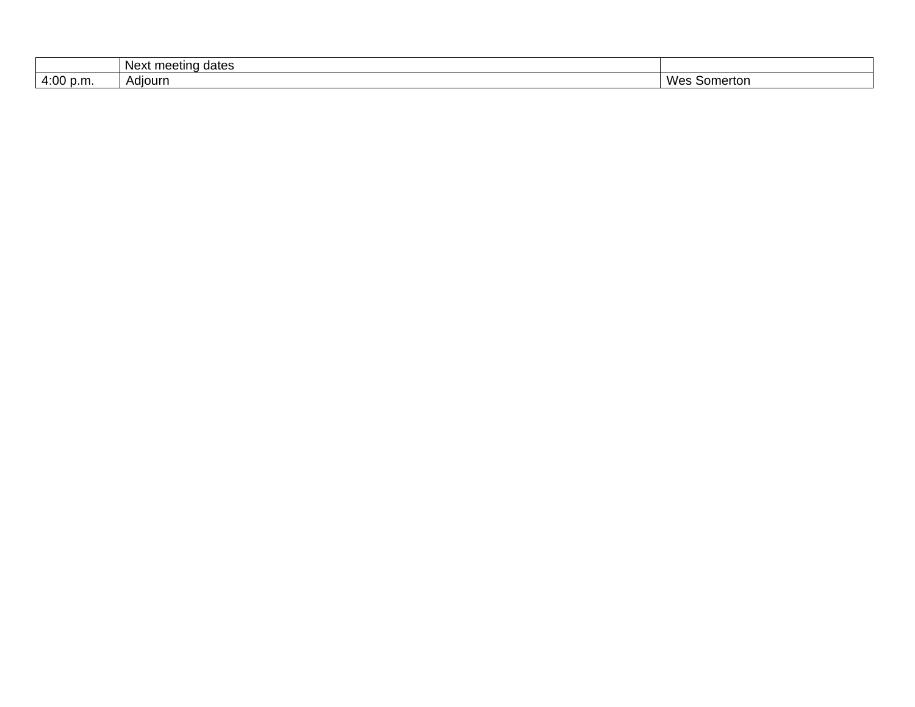| | | |
|---|---|---|
| | Next meeting dates | |
| 4:00 p.m. | Adjourn | Wes Somerton |